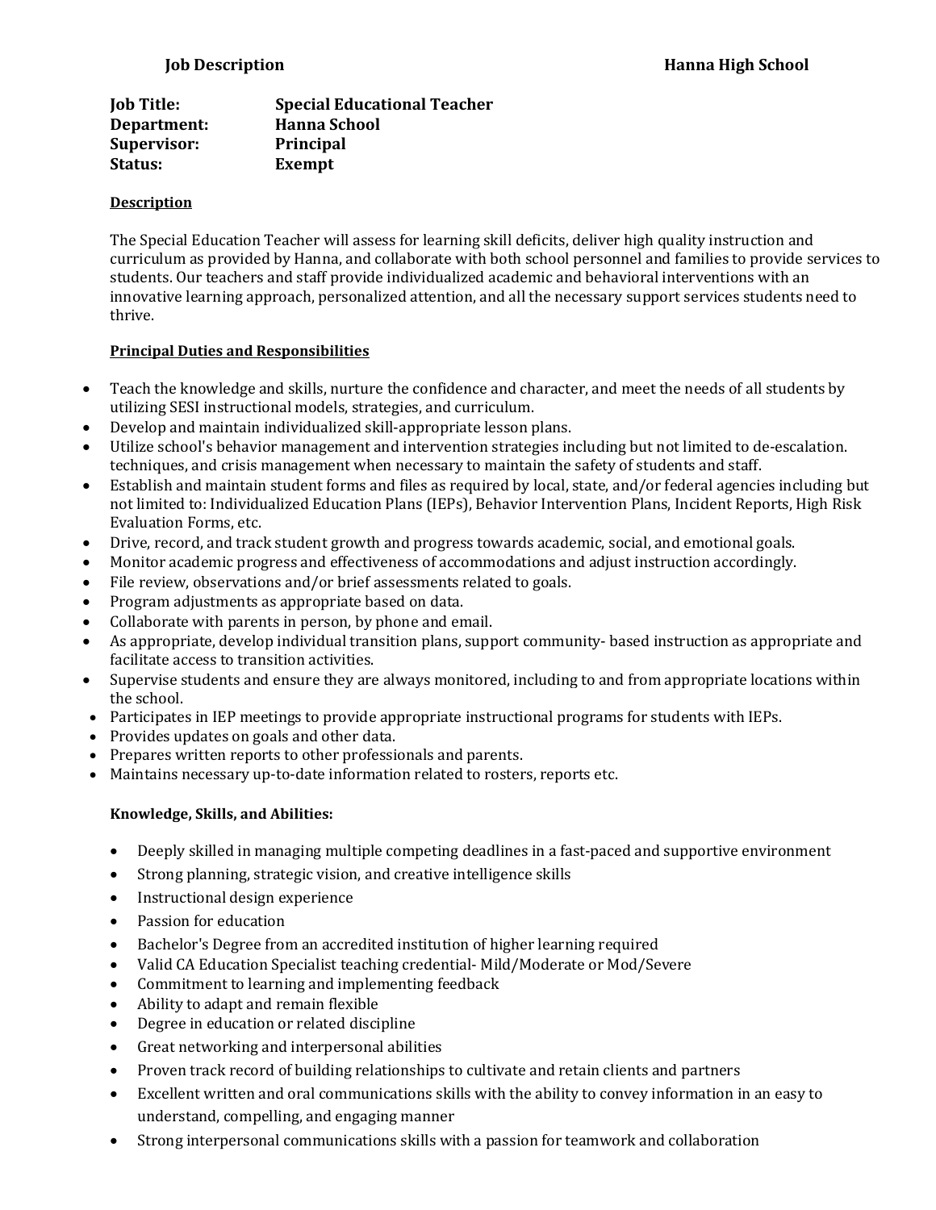**Job Description** **Hanna High School**

**Job Title:** **Special Educational Teacher**
**Department:** **Hanna School**
**Supervisor:** **Principal**
**Status:** **Exempt**

**Description**

The Special Education Teacher will assess for learning skill deficits, deliver high quality instruction and curriculum as provided by Hanna, and collaborate with both school personnel and families to provide services to students. Our teachers and staff provide individualized academic and behavioral interventions with an innovative learning approach, personalized attention, and all the necessary support services students need to thrive.

**Principal Duties and Responsibilities**

- Teach the knowledge and skills, nurture the confidence and character, and meet the needs of all students by utilizing SESI instructional models, strategies, and curriculum.
- Develop and maintain individualized skill-appropriate lesson plans.
- Utilize school's behavior management and intervention strategies including but not limited to de-escalation. techniques, and crisis management when necessary to maintain the safety of students and staff.
- Establish and maintain student forms and files as required by local, state, and/or federal agencies including but not limited to: Individualized Education Plans (IEPs), Behavior Intervention Plans, Incident Reports, High Risk Evaluation Forms, etc.
- Drive, record, and track student growth and progress towards academic, social, and emotional goals.
- Monitor academic progress and effectiveness of accommodations and adjust instruction accordingly.
- File review, observations and/or brief assessments related to goals.
- Program adjustments as appropriate based on data.
- Collaborate with parents in person, by phone and email.
- As appropriate, develop individual transition plans, support community- based instruction as appropriate and facilitate access to transition activities.
- Supervise students and ensure they are always monitored, including to and from appropriate locations within the school.
- Participates in IEP meetings to provide appropriate instructional programs for students with IEPs.
- Provides updates on goals and other data.
- Prepares written reports to other professionals and parents.
- Maintains necessary up-to-date information related to rosters, reports etc.

**Knowledge, Skills, and Abilities:**

- Deeply skilled in managing multiple competing deadlines in a fast-paced and supportive environment
- Strong planning, strategic vision, and creative intelligence skills
- Instructional design experience
- Passion for education
- Bachelor's Degree from an accredited institution of higher learning required
- Valid CA Education Specialist teaching credential- Mild/Moderate or Mod/Severe
- Commitment to learning and implementing feedback
- Ability to adapt and remain flexible
- Degree in education or related discipline
- Great networking and interpersonal abilities
- Proven track record of building relationships to cultivate and retain clients and partners
- Excellent written and oral communications skills with the ability to convey information in an easy to understand, compelling, and engaging manner
- Strong interpersonal communications skills with a passion for teamwork and collaboration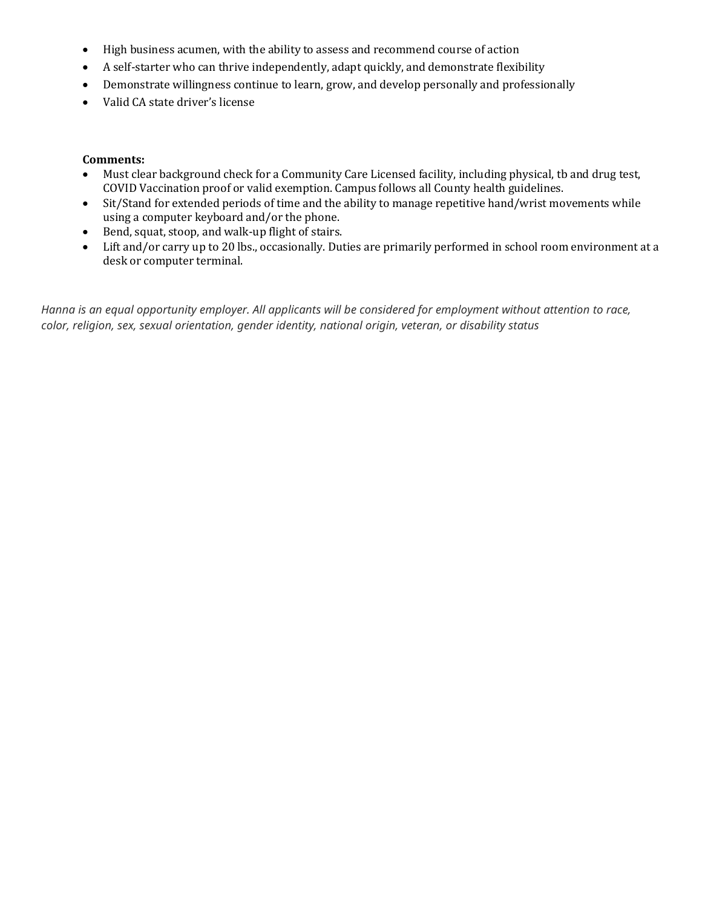- High business acumen, with the ability to assess and recommend course of action
- A self-starter who can thrive independently, adapt quickly, and demonstrate flexibility
- Demonstrate willingness continue to learn, grow, and develop personally and professionally
- Valid CA state driver's license

**Comments:**

- Must clear background check for a Community Care Licensed facility, including physical, tb and drug test, COVID Vaccination proof or valid exemption. Campus follows all County health guidelines.
- Sit/Stand for extended periods of time and the ability to manage repetitive hand/wrist movements while using a computer keyboard and/or the phone.
- Bend, squat, stoop, and walk-up flight of stairs.
- Lift and/or carry up to 20 lbs., occasionally. Duties are primarily performed in school room environment at a desk or computer terminal.

*Hanna is an equal opportunity employer. All applicants will be considered for employment without attention to race, color, religion, sex, sexual orientation, gender identity, national origin, veteran, or disability status*